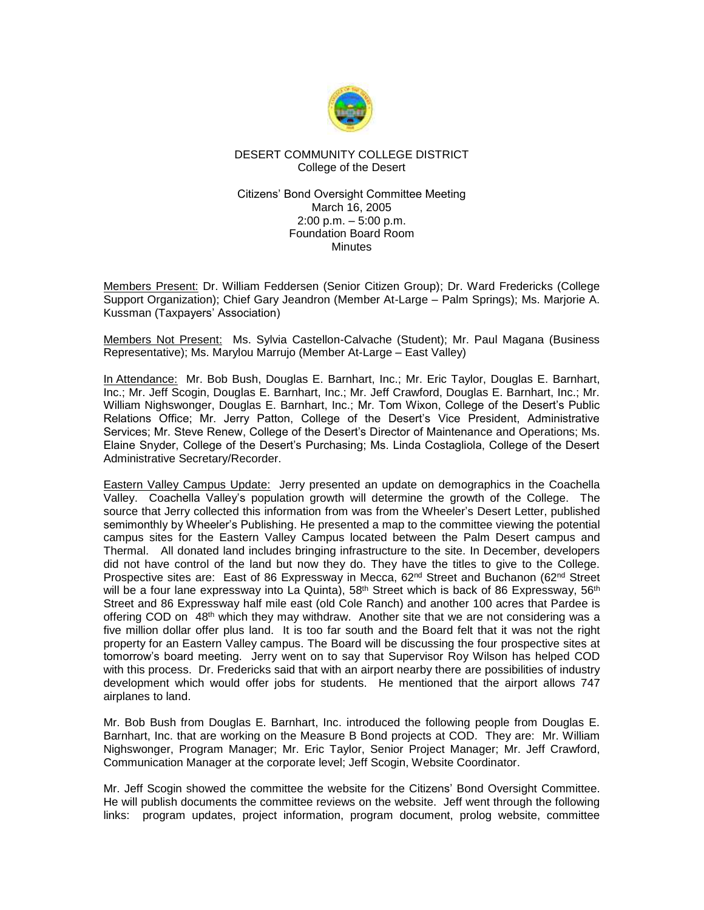DESERT COMMUNITY COLLEGE DISTRICT
College of the Desert

Citizens' Bond Oversight Committee Meeting
March 16, 2005
2:00 p.m. – 5:00 p.m.
Foundation Board Room
Minutes

Members Present: Dr. William Feddersen (Senior Citizen Group); Dr. Ward Fredericks (College Support Organization); Chief Gary Jeandron (Member At-Large – Palm Springs); Ms. Marjorie A. Kussman (Taxpayers' Association)

Members Not Present: Ms. Sylvia Castellon-Calvache (Student); Mr. Paul Magana (Business Representative); Ms. Marylou Marrujo (Member At-Large – East Valley)

In Attendance: Mr. Bob Bush, Douglas E. Barnhart, Inc.; Mr. Eric Taylor, Douglas E. Barnhart, Inc.; Mr. Jeff Scogin, Douglas E. Barnhart, Inc.; Mr. Jeff Crawford, Douglas E. Barnhart, Inc.; Mr. William Nighswonger, Douglas E. Barnhart, Inc.; Mr. Tom Wixon, College of the Desert's Public Relations Office; Mr. Jerry Patton, College of the Desert's Vice President, Administrative Services; Mr. Steve Renew, College of the Desert's Director of Maintenance and Operations; Ms. Elaine Snyder, College of the Desert's Purchasing; Ms. Linda Costagliola, College of the Desert Administrative Secretary/Recorder.

Eastern Valley Campus Update: Jerry presented an update on demographics in the Coachella Valley. Coachella Valley's population growth will determine the growth of the College. The source that Jerry collected this information from was from the Wheeler's Desert Letter, published semimonthly by Wheeler's Publishing. He presented a map to the committee viewing the potential campus sites for the Eastern Valley Campus located between the Palm Desert campus and Thermal. All donated land includes bringing infrastructure to the site. In December, developers did not have control of the land but now they do. They have the titles to give to the College. Prospective sites are: East of 86 Expressway in Mecca, 62nd Street and Buchanon (62nd Street will be a four lane expressway into La Quinta), 58th Street which is back of 86 Expressway, 56th Street and 86 Expressway half mile east (old Cole Ranch) and another 100 acres that Pardee is offering COD on 48th which they may withdraw. Another site that we are not considering was a five million dollar offer plus land. It is too far south and the Board felt that it was not the right property for an Eastern Valley campus. The Board will be discussing the four prospective sites at tomorrow's board meeting. Jerry went on to say that Supervisor Roy Wilson has helped COD with this process. Dr. Fredericks said that with an airport nearby there are possibilities of industry development which would offer jobs for students. He mentioned that the airport allows 747 airplanes to land.

Mr. Bob Bush from Douglas E. Barnhart, Inc. introduced the following people from Douglas E. Barnhart, Inc. that are working on the Measure B Bond projects at COD. They are: Mr. William Nighswonger, Program Manager; Mr. Eric Taylor, Senior Project Manager; Mr. Jeff Crawford, Communication Manager at the corporate level; Jeff Scogin, Website Coordinator.

Mr. Jeff Scogin showed the committee the website for the Citizens' Bond Oversight Committee. He will publish documents the committee reviews on the website. Jeff went through the following links: program updates, project information, program document, prolog website, committee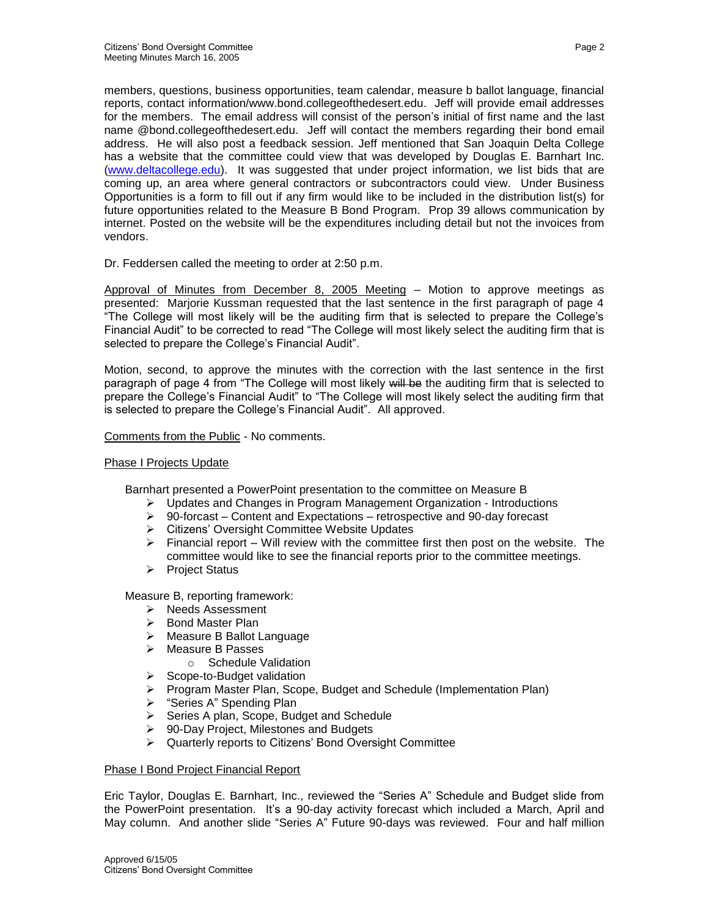members, questions, business opportunities, team calendar, measure b ballot language, financial reports, contact information/www.bond.collegeofthedesert.edu. Jeff will provide email addresses for the members. The email address will consist of the person's initial of first name and the last name @bond.collegeofthedesert.edu. Jeff will contact the members regarding their bond email address. He will also post a feedback session. Jeff mentioned that San Joaquin Delta College has a website that the committee could view that was developed by Douglas E. Barnhart Inc. (www.deltacollege.edu). It was suggested that under project information, we list bids that are coming up, an area where general contractors or subcontractors could view. Under Business Opportunities is a form to fill out if any firm would like to be included in the distribution list(s) for future opportunities related to the Measure B Bond Program. Prop 39 allows communication by internet. Posted on the website will be the expenditures including detail but not the invoices from vendors.

Dr. Feddersen called the meeting to order at 2:50 p.m.

<u>Approval of Minutes from December 8, 2005 Meeting</u> – Motion to approve meetings as presented: Marjorie Kussman requested that the last sentence in the first paragraph of page 4 "The College will most likely will be the auditing firm that is selected to prepare the College's Financial Audit" to be corrected to read "The College will most likely select the auditing firm that is selected to prepare the College's Financial Audit".

Motion, second, to approve the minutes with the correction with the last sentence in the first paragraph of page 4 from "The College will most likely ~~will be~~ the auditing firm that is selected to prepare the College's Financial Audit" to "The College will most likely select the auditing firm that is selected to prepare the College's Financial Audit". All approved.

<u>Comments from the Public</u> - No comments.

<u>Phase I Projects Update</u>

Barnhart presented a PowerPoint presentation to the committee on Measure B

- Updates and Changes in Program Management Organization - Introductions
- 90-forcast – Content and Expectations – retrospective and 90-day forecast
- Citizens' Oversight Committee Website Updates
- Financial report – Will review with the committee first then post on the website. The committee would like to see the financial reports prior to the committee meetings.
- Project Status

Measure B, reporting framework:

- Needs Assessment
- Bond Master Plan
- Measure B Ballot Language
- Measure B Passes
  - Schedule Validation
- Scope-to-Budget validation
- Program Master Plan, Scope, Budget and Schedule (Implementation Plan)
- "Series A" Spending Plan
- Series A plan, Scope, Budget and Schedule
- 90-Day Project, Milestones and Budgets
- Quarterly reports to Citizens' Bond Oversight Committee

<u>Phase I Bond Project Financial Report</u>

Eric Taylor, Douglas E. Barnhart, Inc., reviewed the "Series A" Schedule and Budget slide from the PowerPoint presentation. It's a 90-day activity forecast which included a March, April and May column. And another slide "Series A" Future 90-days was reviewed. Four and half million

Approved 6/15/05
Citizens' Bond Oversight Committee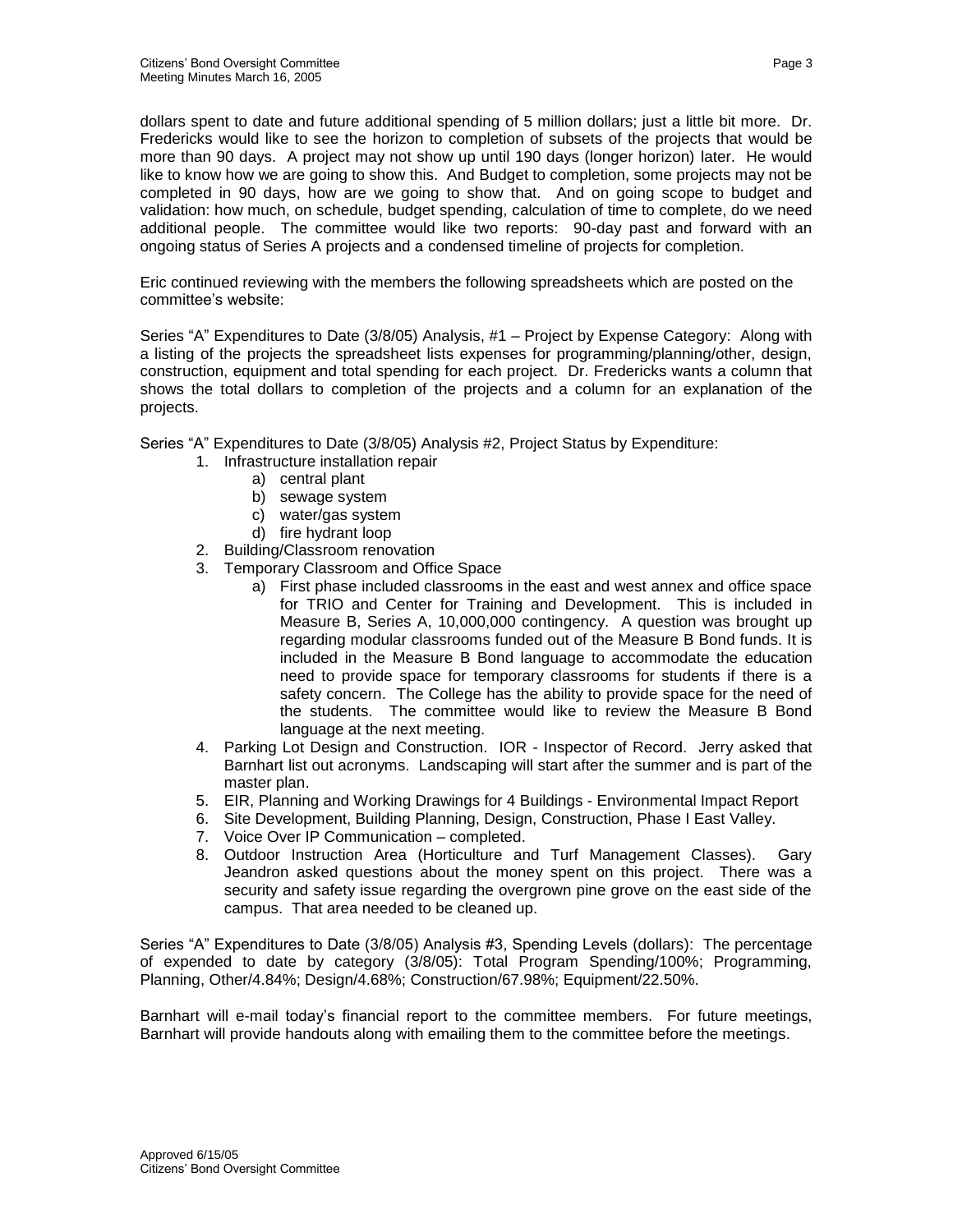dollars spent to date and future additional spending of 5 million dollars; just a little bit more. Dr. Fredericks would like to see the horizon to completion of subsets of the projects that would be more than 90 days. A project may not show up until 190 days (longer horizon) later. He would like to know how we are going to show this. And Budget to completion, some projects may not be completed in 90 days, how are we going to show that. And on going scope to budget and validation: how much, on schedule, budget spending, calculation of time to complete, do we need additional people. The committee would like two reports: 90-day past and forward with an ongoing status of Series A projects and a condensed timeline of projects for completion.

Eric continued reviewing with the members the following spreadsheets which are posted on the committee's website:

Series "A" Expenditures to Date (3/8/05) Analysis, #1 – Project by Expense Category: Along with a listing of the projects the spreadsheet lists expenses for programming/planning/other, design, construction, equipment and total spending for each project. Dr. Fredericks wants a column that shows the total dollars to completion of the projects and a column for an explanation of the projects.

Series "A" Expenditures to Date (3/8/05) Analysis #2, Project Status by Expenditure:

1. Infrastructure installation repair
   a) central plant
   b) sewage system
   c) water/gas system
   d) fire hydrant loop
2. Building/Classroom renovation
3. Temporary Classroom and Office Space
   a) First phase included classrooms in the east and west annex and office space for TRIO and Center for Training and Development. This is included in Measure B, Series A, 10,000,000 contingency. A question was brought up regarding modular classrooms funded out of the Measure B Bond funds. It is included in the Measure B Bond language to accommodate the education need to provide space for temporary classrooms for students if there is a safety concern. The College has the ability to provide space for the need of the students. The committee would like to review the Measure B Bond language at the next meeting.
4. Parking Lot Design and Construction. IOR - Inspector of Record. Jerry asked that Barnhart list out acronyms. Landscaping will start after the summer and is part of the master plan.
5. EIR, Planning and Working Drawings for 4 Buildings - Environmental Impact Report
6. Site Development, Building Planning, Design, Construction, Phase I East Valley.
7. Voice Over IP Communication – completed.
8. Outdoor Instruction Area (Horticulture and Turf Management Classes). Gary Jeandron asked questions about the money spent on this project. There was a security and safety issue regarding the overgrown pine grove on the east side of the campus. That area needed to be cleaned up.

Series "A" Expenditures to Date (3/8/05) Analysis #3, Spending Levels (dollars): The percentage of expended to date by category (3/8/05): Total Program Spending/100%; Programming, Planning, Other/4.84%; Design/4.68%; Construction/67.98%; Equipment/22.50%.

Barnhart will e-mail today's financial report to the committee members. For future meetings, Barnhart will provide handouts along with emailing them to the committee before the meetings.

Approved 6/15/05
Citizens' Bond Oversight Committee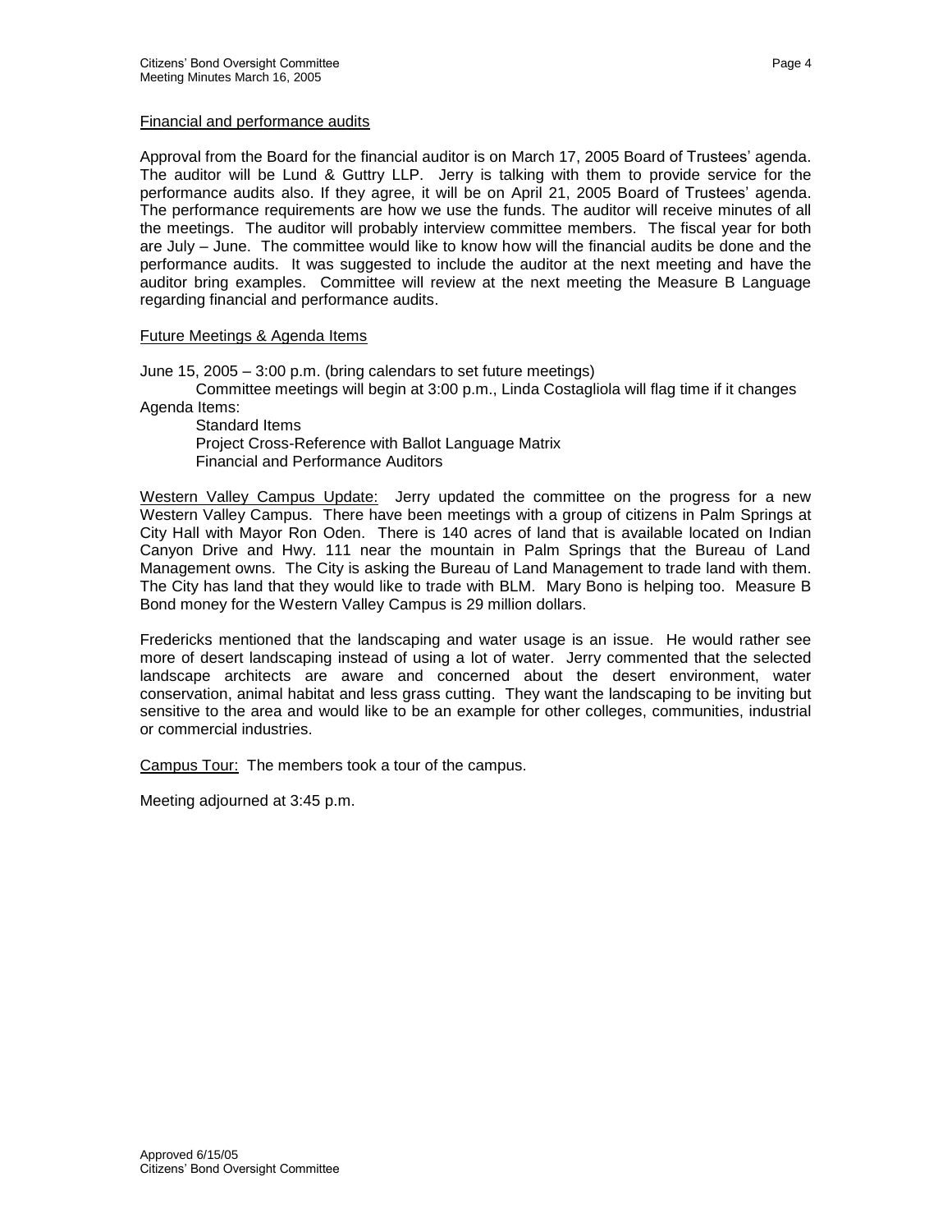Financial and performance audits

Approval from the Board for the financial auditor is on March 17, 2005 Board of Trustees' agenda. The auditor will be Lund & Guttry LLP. Jerry is talking with them to provide service for the performance audits also. If they agree, it will be on April 21, 2005 Board of Trustees' agenda. The performance requirements are how we use the funds. The auditor will receive minutes of all the meetings. The auditor will probably interview committee members. The fiscal year for both are July – June. The committee would like to know how will the financial audits be done and the performance audits. It was suggested to include the auditor at the next meeting and have the auditor bring examples. Committee will review at the next meeting the Measure B Language regarding financial and performance audits.

Future Meetings & Agenda Items

June 15, 2005 – 3:00 p.m. (bring calendars to set future meetings)

Committee meetings will begin at 3:00 p.m., Linda Costagliola will flag time if it changes

Agenda Items:

- Standard Items
- Project Cross-Reference with Ballot Language Matrix
- Financial and Performance Auditors

Western Valley Campus Update: Jerry updated the committee on the progress for a new Western Valley Campus. There have been meetings with a group of citizens in Palm Springs at City Hall with Mayor Ron Oden. There is 140 acres of land that is available located on Indian Canyon Drive and Hwy. 111 near the mountain in Palm Springs that the Bureau of Land Management owns. The City is asking the Bureau of Land Management to trade land with them. The City has land that they would like to trade with BLM. Mary Bono is helping too. Measure B Bond money for the Western Valley Campus is 29 million dollars.

Fredericks mentioned that the landscaping and water usage is an issue. He would rather see more of desert landscaping instead of using a lot of water. Jerry commented that the selected landscape architects are aware and concerned about the desert environment, water conservation, animal habitat and less grass cutting. They want the landscaping to be inviting but sensitive to the area and would like to be an example for other colleges, communities, industrial or commercial industries.

Campus Tour: The members took a tour of the campus.

Meeting adjourned at 3:45 p.m.

Approved 6/15/05
Citizens' Bond Oversight Committee